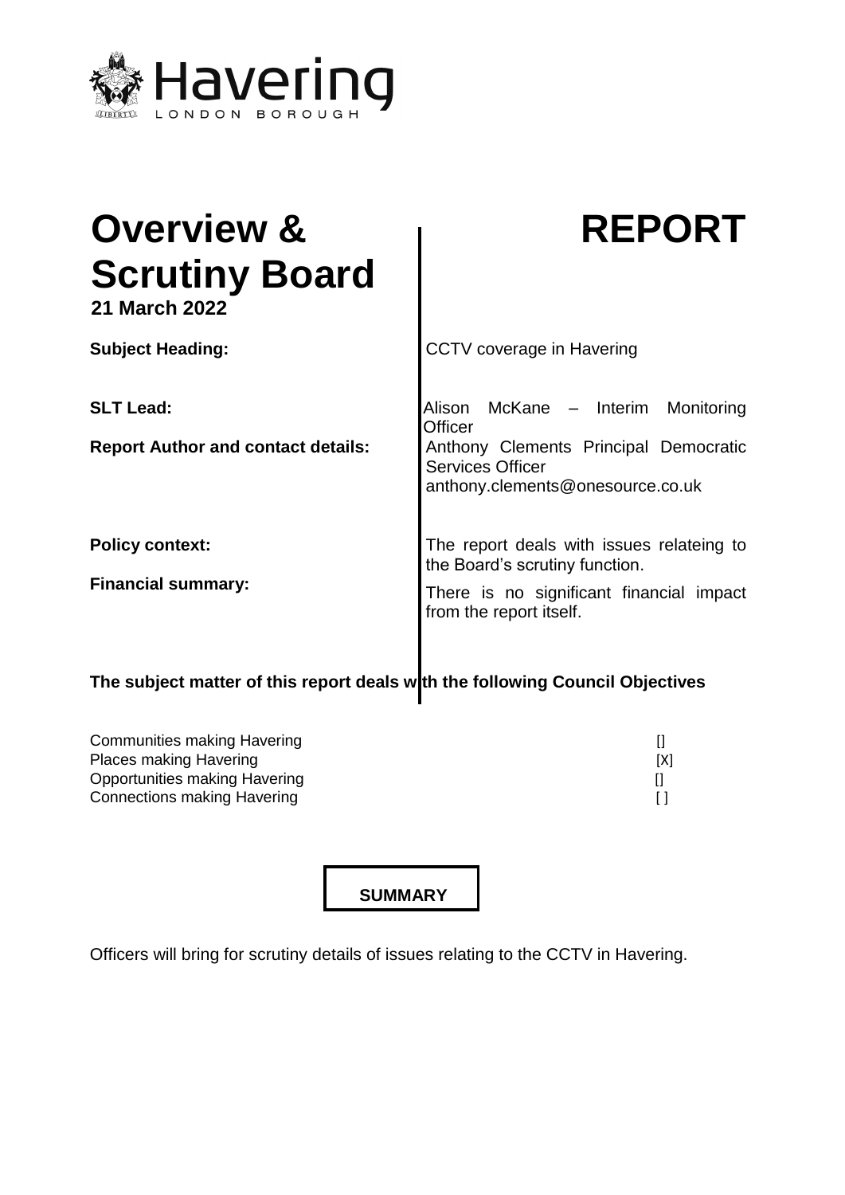Havering

LONDON BOROUGH

# Overview & Scrutiny Board

# REPORT

**21 March 2022**

| | |
|---|---|
| **Subject Heading:** | CCTV coverage in Havering |
| **SLT Lead:** | Alison McKane – Interim Monitoring Officer |
| **Report Author and contact details:** | Anthony Clements Principal Democratic Services Officer anthony.clements@onesource.co.uk |
| **Policy context:** | The report deals with issues relateing to the Board's scrutiny function. |
| **Financial summary:** | There is no significant financial impact from the report itself. |

**The subject matter of this report deals with the following Council Objectives**

| | |
|---|---|
| Communities making Havering | [] |
| Places making Havering | [X] |
| Opportunities making Havering | [] |
| Connections making Havering | [ ] |

**SUMMARY**

Officers will bring for scrutiny details of issues relating to the CCTV in Havering.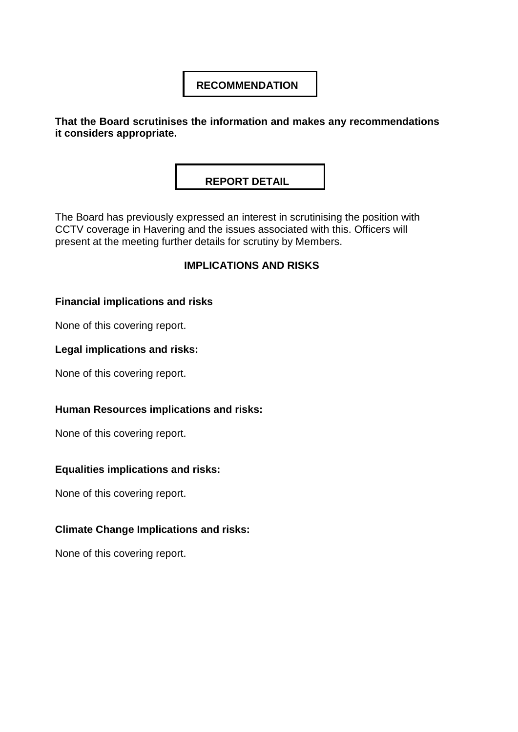## RECOMMENDATION

**That the Board scrutinises the information and makes any recommendations it considers appropriate.**

## REPORT DETAIL

The Board has previously expressed an interest in scrutinising the position with CCTV coverage in Havering and the issues associated with this. Officers will present at the meeting further details for scrutiny by Members.

## IMPLICATIONS AND RISKS

**Financial implications and risks**

None of this covering report.

**Legal implications and risks:**

None of this covering report.

**Human Resources implications and risks:**

None of this covering report.

**Equalities implications and risks:**

None of this covering report.

**Climate Change Implications and risks:**

None of this covering report.